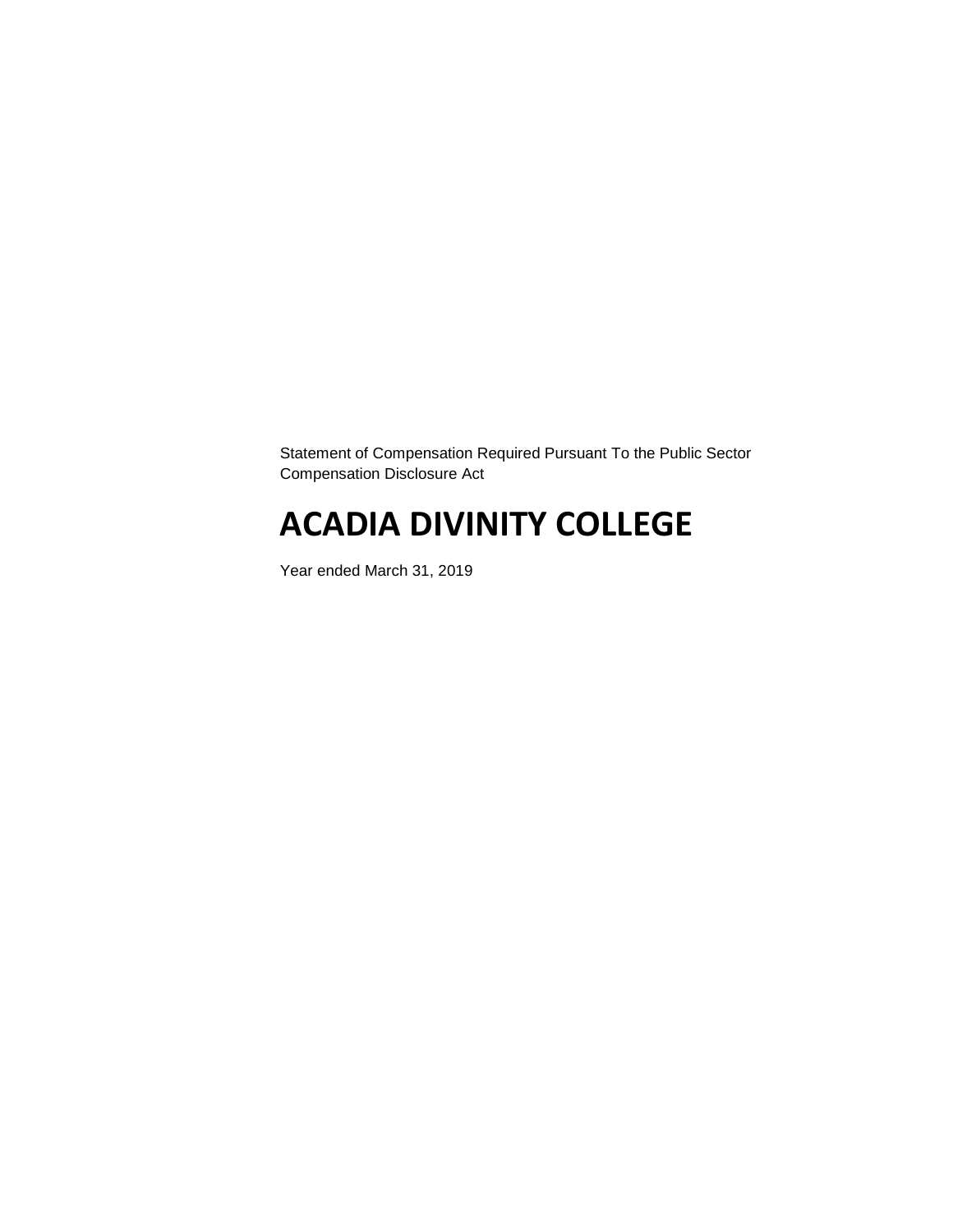Statement of Compensation Required Pursuant To the Public Sector Compensation Disclosure Act

# ACADIA DIVINITY COLLEGE

Year ended March 31, 2019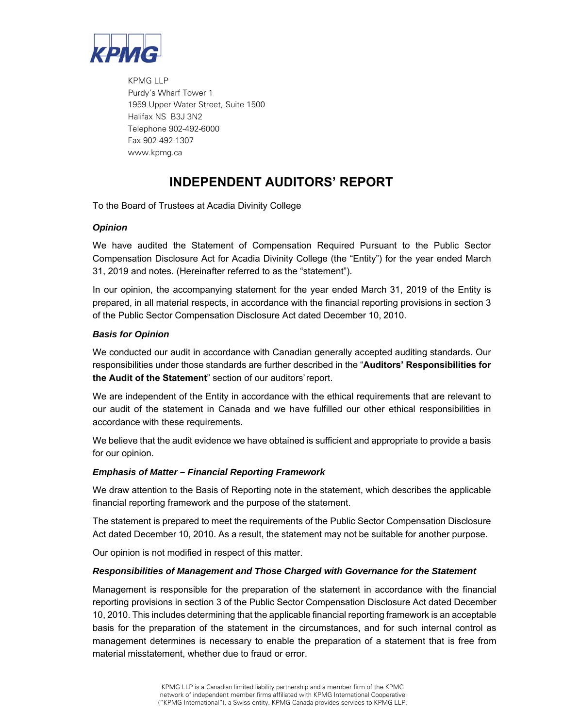KPMG LLP
Purdy's Wharf Tower 1
1959 Upper Water Street, Suite 1500
Halifax NS B3J 3N2
Telephone 902-492-6000
Fax 902-492-1307
www.kpmg.ca

# INDEPENDENT AUDITORS' REPORT

To the Board of Trustees at Acadia Divinity College

### *Opinion*

We have audited the Statement of Compensation Required Pursuant to the Public Sector Compensation Disclosure Act for Acadia Divinity College (the "Entity") for the year ended March 31, 2019 and notes. (Hereinafter referred to as the "statement").

In our opinion, the accompanying statement for the year ended March 31, 2019 of the Entity is prepared, in all material respects, in accordance with the financial reporting provisions in section 3 of the Public Sector Compensation Disclosure Act dated December 10, 2010.

### *Basis for Opinion*

We conducted our audit in accordance with Canadian generally accepted auditing standards. Our responsibilities under those standards are further described in the "**Auditors' Responsibilities for the Audit of the Statement**" section of our auditors' report.

We are independent of the Entity in accordance with the ethical requirements that are relevant to our audit of the statement in Canada and we have fulfilled our other ethical responsibilities in accordance with these requirements.

We believe that the audit evidence we have obtained is sufficient and appropriate to provide a basis for our opinion.

### *Emphasis of Matter – Financial Reporting Framework*

We draw attention to the Basis of Reporting note in the statement, which describes the applicable financial reporting framework and the purpose of the statement.

The statement is prepared to meet the requirements of the Public Sector Compensation Disclosure Act dated December 10, 2010. As a result, the statement may not be suitable for another purpose.

Our opinion is not modified in respect of this matter.

### *Responsibilities of Management and Those Charged with Governance for the Statement*

Management is responsible for the preparation of the statement in accordance with the financial reporting provisions in section 3 of the Public Sector Compensation Disclosure Act dated December 10, 2010. This includes determining that the applicable financial reporting framework is an acceptable basis for the preparation of the statement in the circumstances, and for such internal control as management determines is necessary to enable the preparation of a statement that is free from material misstatement, whether due to fraud or error.

KPMG LLP is a Canadian limited liability partnership and a member firm of the KPMG network of independent member firms affiliated with KPMG International Cooperative ("KPMG International"), a Swiss entity. KPMG Canada provides services to KPMG LLP.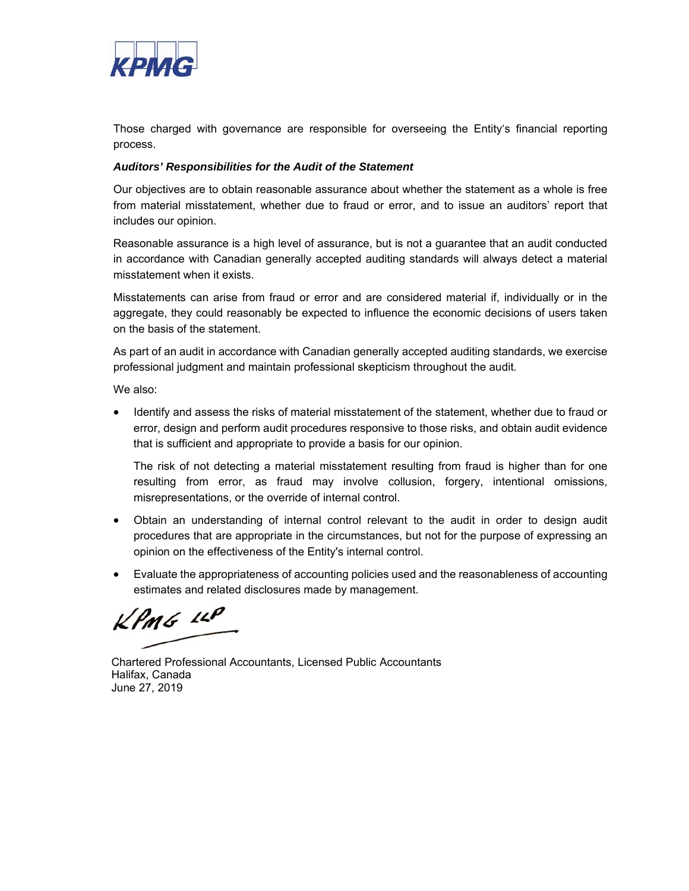Those charged with governance are responsible for overseeing the Entity's financial reporting process.

***Auditors' Responsibilities for the Audit of the Statement***

Our objectives are to obtain reasonable assurance about whether the statement as a whole is free from material misstatement, whether due to fraud or error, and to issue an auditors' report that includes our opinion.

Reasonable assurance is a high level of assurance, but is not a guarantee that an audit conducted in accordance with Canadian generally accepted auditing standards will always detect a material misstatement when it exists.

Misstatements can arise from fraud or error and are considered material if, individually or in the aggregate, they could reasonably be expected to influence the economic decisions of users taken on the basis of the statement.

As part of an audit in accordance with Canadian generally accepted auditing standards, we exercise professional judgment and maintain professional skepticism throughout the audit.

We also:

- Identify and assess the risks of material misstatement of the statement, whether due to fraud or error, design and perform audit procedures responsive to those risks, and obtain audit evidence that is sufficient and appropriate to provide a basis for our opinion.

  The risk of not detecting a material misstatement resulting from fraud is higher than for one resulting from error, as fraud may involve collusion, forgery, intentional omissions, misrepresentations, or the override of internal control.

- Obtain an understanding of internal control relevant to the audit in order to design audit procedures that are appropriate in the circumstances, but not for the purpose of expressing an opinion on the effectiveness of the Entity's internal control.

- Evaluate the appropriateness of accounting policies used and the reasonableness of accounting estimates and related disclosures made by management.

KPMG LLP

Chartered Professional Accountants, Licensed Public Accountants
Halifax, Canada
June 27, 2019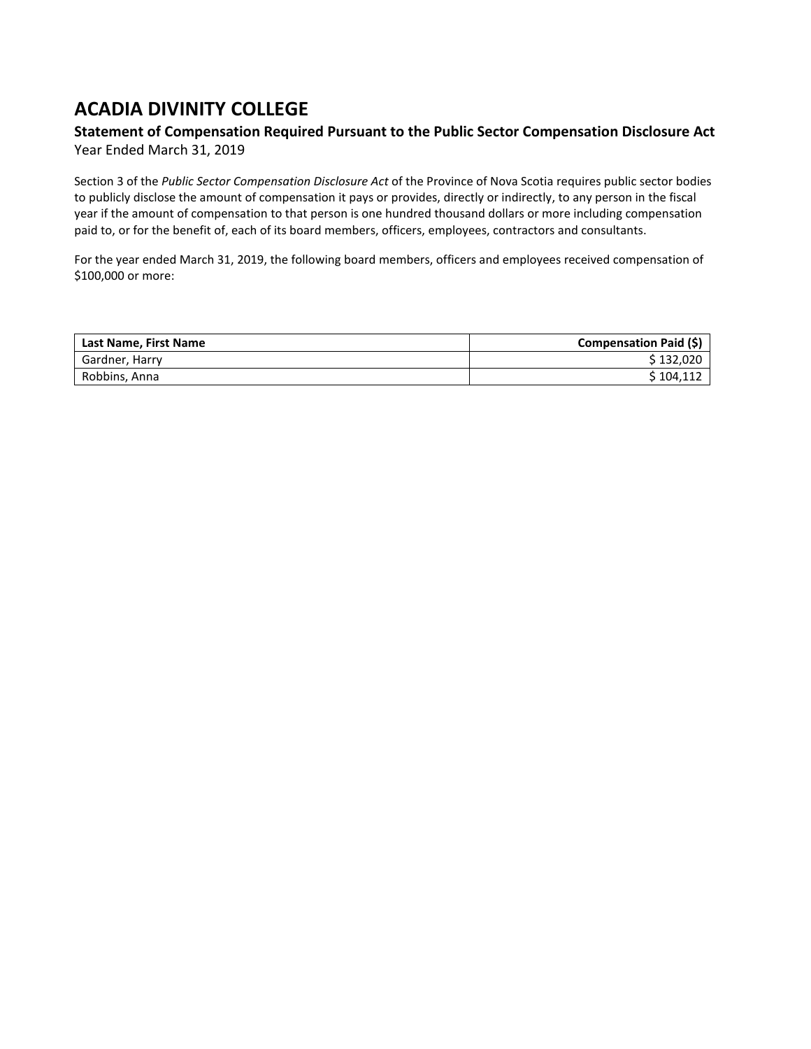# ACADIA DIVINITY COLLEGE

**Statement of Compensation Required Pursuant to the Public Sector Compensation Disclosure Act**
Year Ended March 31, 2019

Section 3 of the *Public Sector Compensation Disclosure Act* of the Province of Nova Scotia requires public sector bodies to publicly disclose the amount of compensation it pays or provides, directly or indirectly, to any person in the fiscal year if the amount of compensation to that person is one hundred thousand dollars or more including compensation paid to, or for the benefit of, each of its board members, officers, employees, contractors and consultants.

For the year ended March 31, 2019, the following board members, officers and employees received compensation of $100,000 or more:

| **Last Name, First Name** | **Compensation Paid ($)** |
|---|---:|
| Gardner, Harry | $ 132,020 |
| Robbins, Anna | $ 104,112 |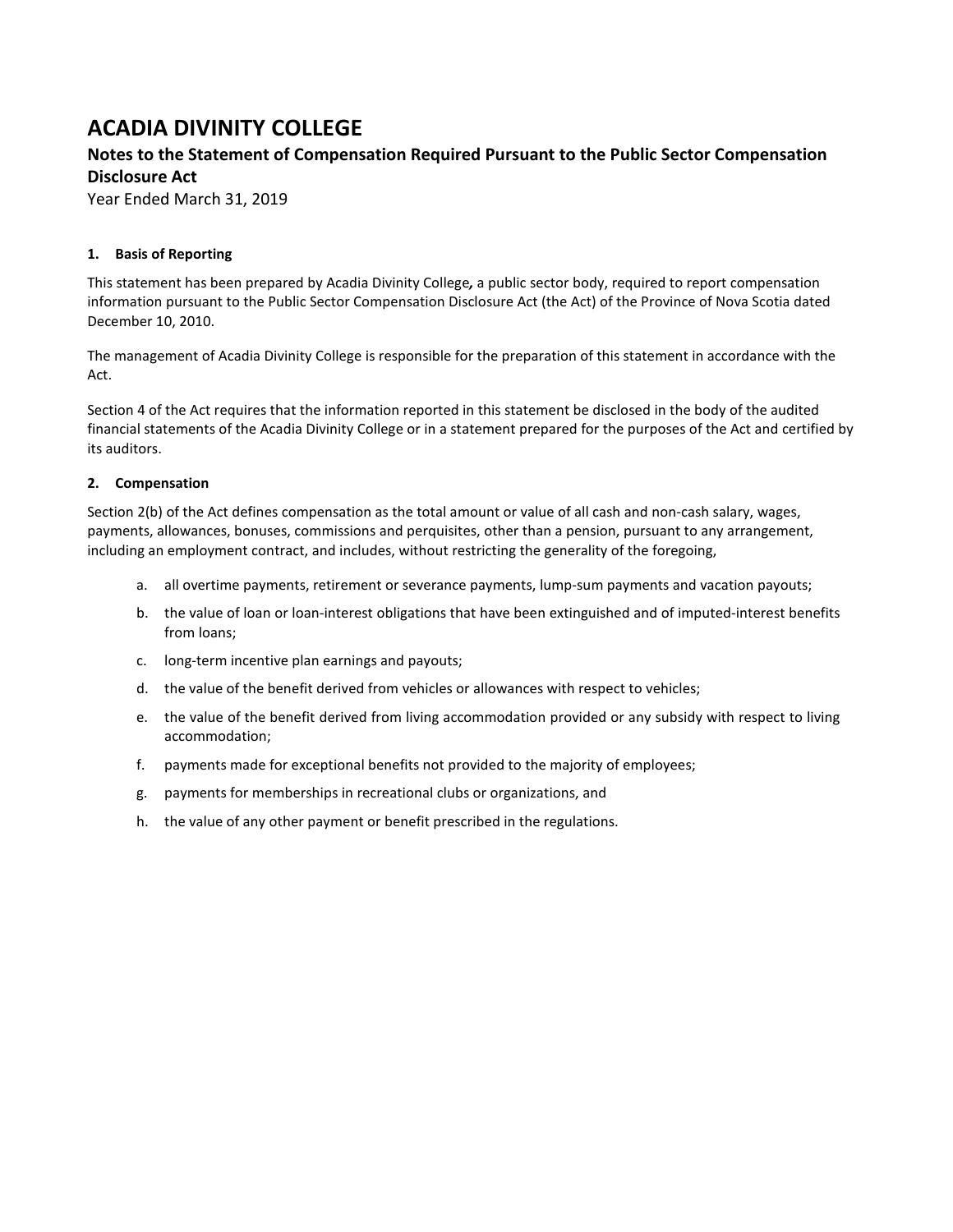# ACADIA DIVINITY COLLEGE

## Notes to the Statement of Compensation Required Pursuant to the Public Sector Compensation Disclosure Act

Year Ended March 31, 2019

**1. Basis of Reporting**

This statement has been prepared by Acadia Divinity College*,* a public sector body, required to report compensation information pursuant to the Public Sector Compensation Disclosure Act (the Act) of the Province of Nova Scotia dated December 10, 2010.

The management of Acadia Divinity College is responsible for the preparation of this statement in accordance with the Act.

Section 4 of the Act requires that the information reported in this statement be disclosed in the body of the audited financial statements of the Acadia Divinity College or in a statement prepared for the purposes of the Act and certified by its auditors.

**2. Compensation**

Section 2(b) of the Act defines compensation as the total amount or value of all cash and non-cash salary, wages, payments, allowances, bonuses, commissions and perquisites, other than a pension, pursuant to any arrangement, including an employment contract, and includes, without restricting the generality of the foregoing,

a. all overtime payments, retirement or severance payments, lump-sum payments and vacation payouts;

b. the value of loan or loan-interest obligations that have been extinguished and of imputed-interest benefits from loans;

c. long-term incentive plan earnings and payouts;

d. the value of the benefit derived from vehicles or allowances with respect to vehicles;

e. the value of the benefit derived from living accommodation provided or any subsidy with respect to living accommodation;

f. payments made for exceptional benefits not provided to the majority of employees;

g. payments for memberships in recreational clubs or organizations, and

h. the value of any other payment or benefit prescribed in the regulations.